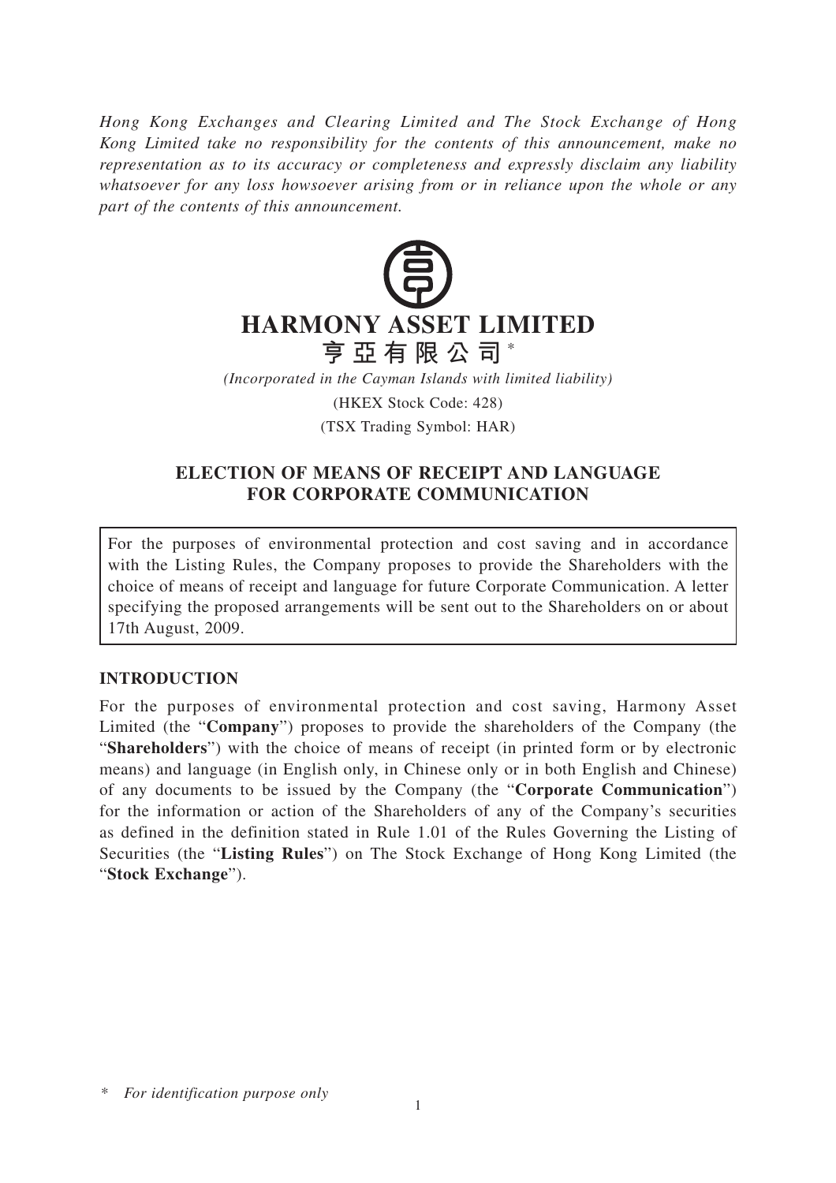*Hong Kong Exchanges and Clearing Limited and The Stock Exchange of Hong Kong Limited take no responsibility for the contents of this announcement, make no representation as to its accuracy or completeness and expressly disclaim any liability whatsoever for any loss howsoever arising from or in reliance upon the whole or any part of the contents of this announcement.*

# HARMONY ASSET LIMITED

# 亨亞有限公司 *

*(Incorporated in the Cayman Islands with limited liability)*

(HKEX Stock Code: 428)

(TSX Trading Symbol: HAR)

## ELECTION OF MEANS OF RECEIPT AND LANGUAGE FOR CORPORATE COMMUNICATION

For the purposes of environmental protection and cost saving and in accordance with the Listing Rules, the Company proposes to provide the Shareholders with the choice of means of receipt and language for future Corporate Communication. A letter specifying the proposed arrangements will be sent out to the Shareholders on or about 17th August, 2009.

## INTRODUCTION

For the purposes of environmental protection and cost saving, Harmony Asset Limited (the "**Company**") proposes to provide the shareholders of the Company (the "**Shareholders**") with the choice of means of receipt (in printed form or by electronic means) and language (in English only, in Chinese only or in both English and Chinese) of any documents to be issued by the Company (the "**Corporate Communication**") for the information or action of the Shareholders of any of the Company's securities as defined in the definition stated in Rule 1.01 of the Rules Governing the Listing of Securities (the "**Listing Rules**") on The Stock Exchange of Hong Kong Limited (the "**Stock Exchange**").

\* *For identification purpose only*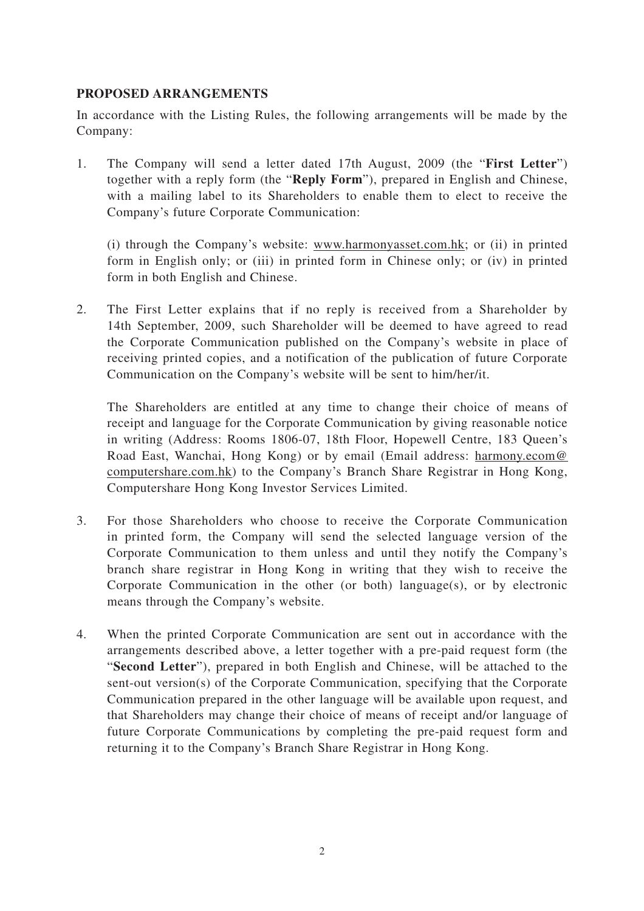## PROPOSED ARRANGEMENTS

In accordance with the Listing Rules, the following arrangements will be made by the Company:

1. The Company will send a letter dated 17th August, 2009 (the "**First Letter**") together with a reply form (the "**Reply Form**"), prepared in English and Chinese, with a mailing label to its Shareholders to enable them to elect to receive the Company's future Corporate Communication:

   (i) through the Company's website: www.harmonyasset.com.hk; or (ii) in printed form in English only; or (iii) in printed form in Chinese only; or (iv) in printed form in both English and Chinese.

2. The First Letter explains that if no reply is received from a Shareholder by 14th September, 2009, such Shareholder will be deemed to have agreed to read the Corporate Communication published on the Company's website in place of receiving printed copies, and a notification of the publication of future Corporate Communication on the Company's website will be sent to him/her/it.

   The Shareholders are entitled at any time to change their choice of means of receipt and language for the Corporate Communication by giving reasonable notice in writing (Address: Rooms 1806-07, 18th Floor, Hopewell Centre, 183 Queen's Road East, Wanchai, Hong Kong) or by email (Email address: harmony.ecom@computershare.com.hk) to the Company's Branch Share Registrar in Hong Kong, Computershare Hong Kong Investor Services Limited.

3. For those Shareholders who choose to receive the Corporate Communication in printed form, the Company will send the selected language version of the Corporate Communication to them unless and until they notify the Company's branch share registrar in Hong Kong in writing that they wish to receive the Corporate Communication in the other (or both) language(s), or by electronic means through the Company's website.

4. When the printed Corporate Communication are sent out in accordance with the arrangements described above, a letter together with a pre-paid request form (the "**Second Letter**"), prepared in both English and Chinese, will be attached to the sent-out version(s) of the Corporate Communication, specifying that the Corporate Communication prepared in the other language will be available upon request, and that Shareholders may change their choice of means of receipt and/or language of future Corporate Communications by completing the pre-paid request form and returning it to the Company's Branch Share Registrar in Hong Kong.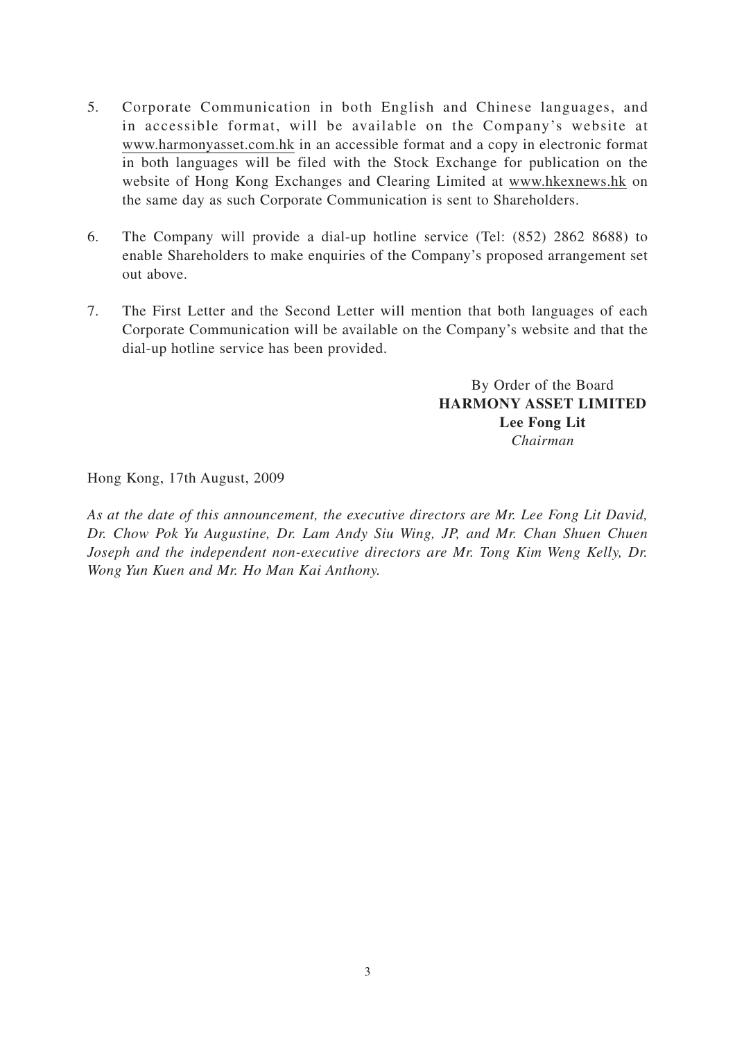5. Corporate Communication in both English and Chinese languages, and in accessible format, will be available on the Company's website at www.harmonyasset.com.hk in an accessible format and a copy in electronic format in both languages will be filed with the Stock Exchange for publication on the website of Hong Kong Exchanges and Clearing Limited at www.hkexnews.hk on the same day as such Corporate Communication is sent to Shareholders.

6. The Company will provide a dial-up hotline service (Tel: (852) 2862 8688) to enable Shareholders to make enquiries of the Company's proposed arrangement set out above.

7. The First Letter and the Second Letter will mention that both languages of each Corporate Communication will be available on the Company's website and that the dial-up hotline service has been provided.

By Order of the Board
**HARMONY ASSET LIMITED**
**Lee Fong Lit**
*Chairman*

Hong Kong, 17th August, 2009

*As at the date of this announcement, the executive directors are Mr. Lee Fong Lit David, Dr. Chow Pok Yu Augustine, Dr. Lam Andy Siu Wing, JP, and Mr. Chan Shuen Chuen Joseph and the independent non-executive directors are Mr. Tong Kim Weng Kelly, Dr. Wong Yun Kuen and Mr. Ho Man Kai Anthony.*